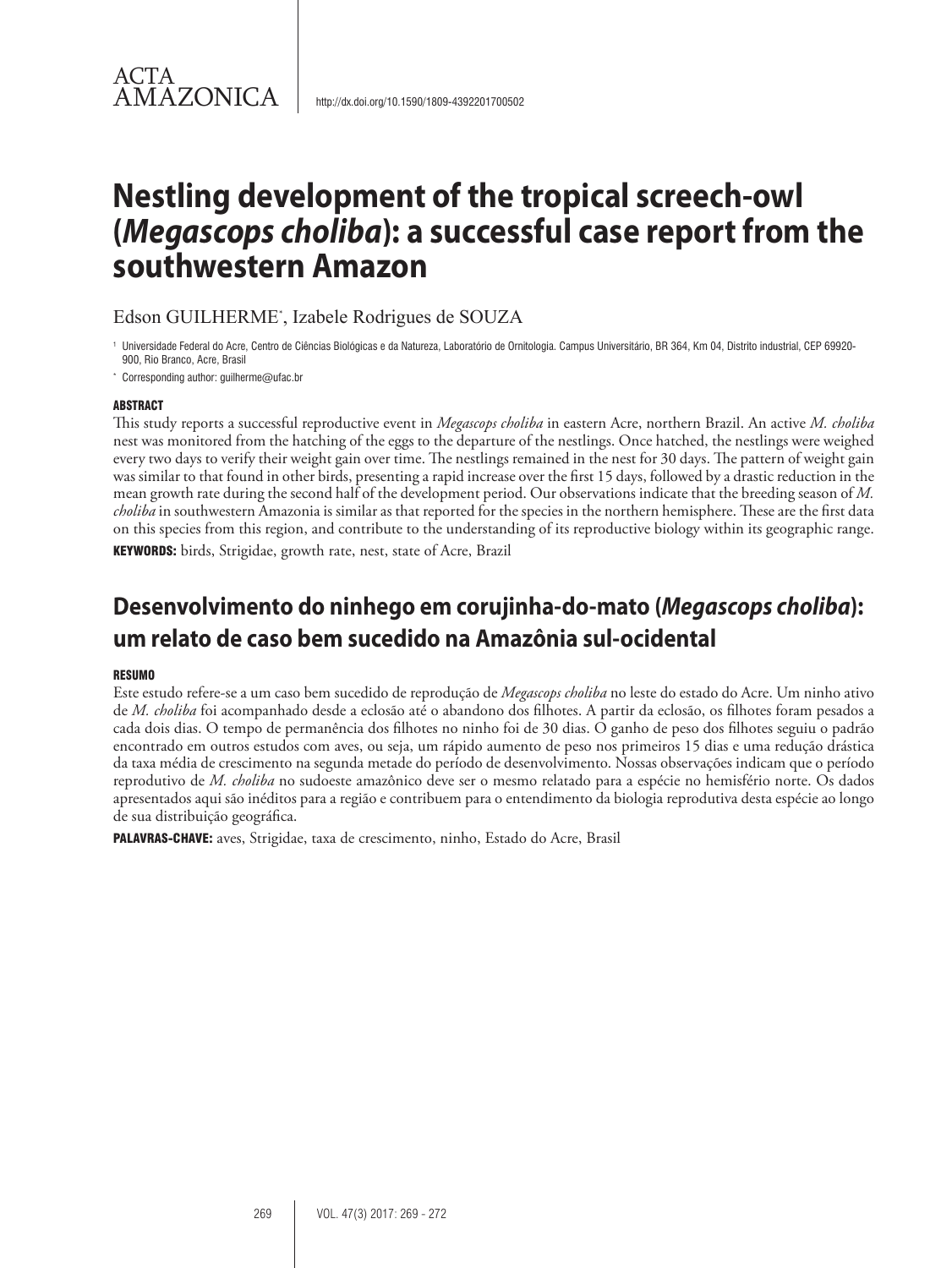ACTA AMAZONICA

http://dx.doi.org/10.1590/1809-4392201700502

# Nestling development of the tropical screech-owl (*Megascops choliba*): a successful case report from the southwestern Amazon

Edson GUILHERME*, Izabele Rodrigues de SOUZA

[1] Universidade Federal do Acre, Centro de Ciências Biológicas e da Natureza, Laboratório de Ornitologia. Campus Universitário, BR 364, Km 04, Distrito industrial, CEP 69920-900, Rio Branco, Acre, Brasil

* Corresponding author: guilherme@ufac.br

## ABSTRACT

This study reports a successful reproductive event in *Megascops choliba* in eastern Acre, northern Brazil. An active *M. choliba* nest was monitored from the hatching of the eggs to the departure of the nestlings. Once hatched, the nestlings were weighed every two days to verify their weight gain over time. The nestlings remained in the nest for 30 days. The pattern of weight gain was similar to that found in other birds, presenting a rapid increase over the first 15 days, followed by a drastic reduction in the mean growth rate during the second half of the development period. Our observations indicate that the breeding season of *M. choliba* in southwestern Amazonia is similar as that reported for the species in the northern hemisphere. These are the first data on this species from this region, and contribute to the understanding of its reproductive biology within its geographic range.

**KEYWORDS:** birds, Strigidae, growth rate, nest, state of Acre, Brazil

# Desenvolvimento do ninhego em corujinha-do-mato (*Megascops choliba*): um relato de caso bem sucedido na Amazônia sul-ocidental

## RESUMO

Este estudo refere-se a um caso bem sucedido de reprodução de *Megascops choliba* no leste do estado do Acre. Um ninho ativo de *M. choliba* foi acompanhado desde a eclosão até o abandono dos filhotes. A partir da eclosão, os filhotes foram pesados a cada dois dias. O tempo de permanência dos filhotes no ninho foi de 30 dias. O ganho de peso dos filhotes seguiu o padrão encontrado em outros estudos com aves, ou seja, um rápido aumento de peso nos primeiros 15 dias e uma redução drástica da taxa média de crescimento na segunda metade do período de desenvolvimento. Nossas observações indicam que o período reprodutivo de *M. choliba* no sudoeste amazônico deve ser o mesmo relatado para a espécie no hemisfério norte. Os dados apresentados aqui são inéditos para a região e contribuem para o entendimento da biologia reprodutiva desta espécie ao longo de sua distribuição geográfica.

**PALAVRAS-CHAVE:** aves, Strigidae, taxa de crescimento, ninho, Estado do Acre, Brasil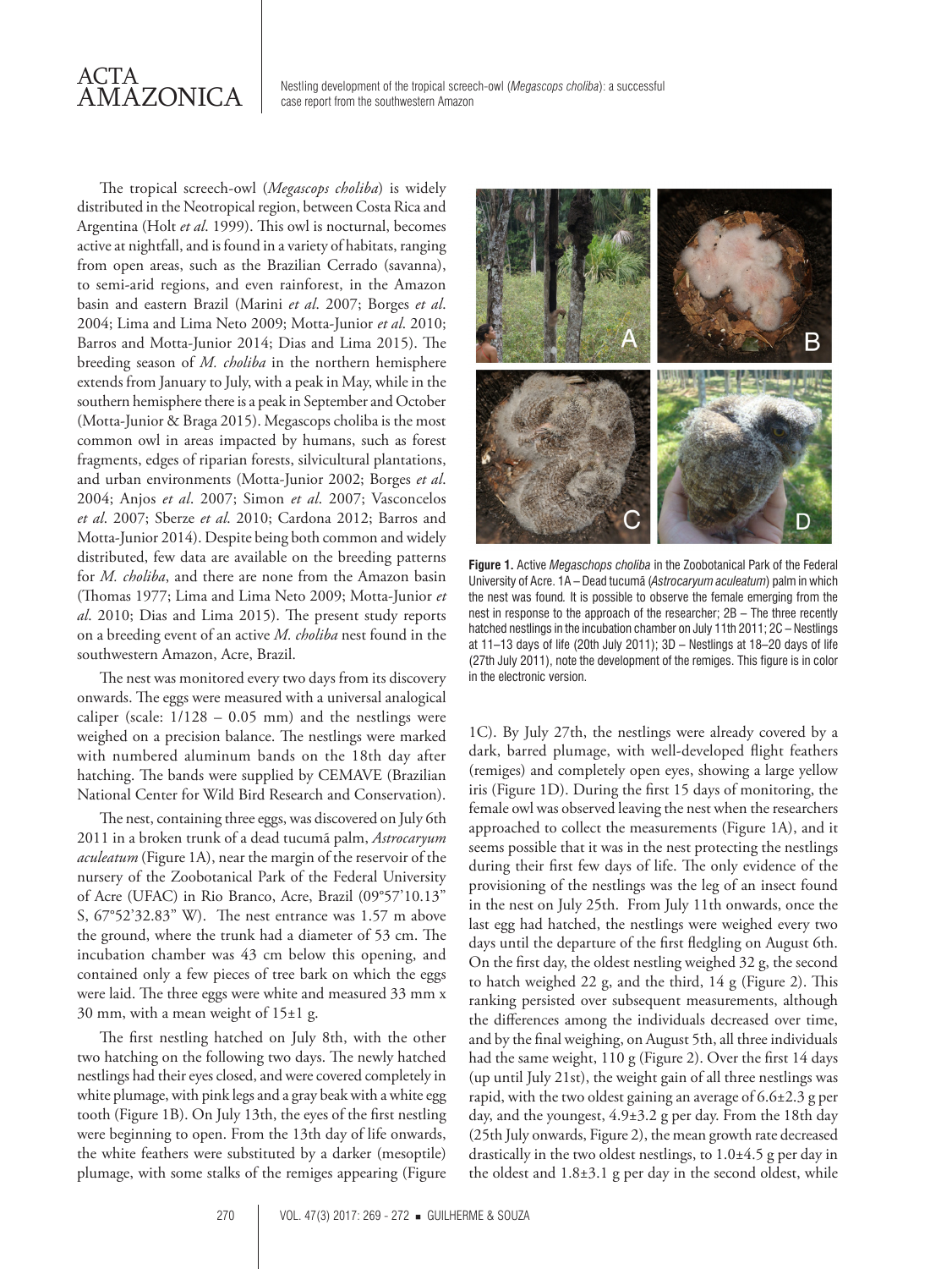The tropical screech-owl (*Megascops choliba*) is widely distributed in the Neotropical region, between Costa Rica and Argentina (Holt *et al*. 1999). This owl is nocturnal, becomes active at nightfall, and is found in a variety of habitats, ranging from open areas, such as the Brazilian Cerrado (savanna), to semi-arid regions, and even rainforest, in the Amazon basin and eastern Brazil (Marini *et al*. 2007; Borges *et al*. 2004; Lima and Lima Neto 2009; Motta-Junior *et al*. 2010; Barros and Motta-Junior 2014; Dias and Lima 2015). The breeding season of *M. choliba* in the northern hemisphere extends from January to July, with a peak in May, while in the southern hemisphere there is a peak in September and October (Motta-Junior & Braga 2015). Megascops choliba is the most common owl in areas impacted by humans, such as forest fragments, edges of riparian forests, silvicultural plantations, and urban environments (Motta-Junior 2002; Borges *et al*. 2004; Anjos *et al*. 2007; Simon *et al*. 2007; Vasconcelos *et al*. 2007; Sberze *et al*. 2010; Cardona 2012; Barros and Motta-Junior 2014). Despite being both common and widely distributed, few data are available on the breeding patterns for *M. choliba*, and there are none from the Amazon basin (Thomas 1977; Lima and Lima Neto 2009; Motta-Junior *et al*. 2010; Dias and Lima 2015). The present study reports on a breeding event of an active *M. choliba* nest found in the southwestern Amazon, Acre, Brazil.

The nest was monitored every two days from its discovery onwards. The eggs were measured with a universal analogical caliper (scale: 1/128 – 0.05 mm) and the nestlings were weighed on a precision balance. The nestlings were marked with numbered aluminum bands on the 18th day after hatching. The bands were supplied by CEMAVE (Brazilian National Center for Wild Bird Research and Conservation).

The nest, containing three eggs, was discovered on July 6th 2011 in a broken trunk of a dead tucumã palm, *Astrocaryum aculeatum* (Figure 1A), near the margin of the reservoir of the nursery of the Zoobotanical Park of the Federal University of Acre (UFAC) in Rio Branco, Acre, Brazil (09°57'10.13" S, 67°52'32.83" W). The nest entrance was 1.57 m above the ground, where the trunk had a diameter of 53 cm. The incubation chamber was 43 cm below this opening, and contained only a few pieces of tree bark on which the eggs were laid. The three eggs were white and measured 33 mm x 30 mm, with a mean weight of 15±1 g.

The first nestling hatched on July 8th, with the other two hatching on the following two days. The newly hatched nestlings had their eyes closed, and were covered completely in white plumage, with pink legs and a gray beak with a white egg tooth (Figure 1B). On July 13th, the eyes of the first nestling were beginning to open. From the 13th day of life onwards, the white feathers were substituted by a darker (mesoptile) plumage, with some stalks of the remiges appearing (Figure 1C). By July 27th, the nestlings were already covered by a dark, barred plumage, with well-developed flight feathers (remiges) and completely open eyes, showing a large yellow iris (Figure 1D). During the first 15 days of monitoring, the female owl was observed leaving the nest when the researchers approached to collect the measurements (Figure 1A), and it seems possible that it was in the nest protecting the nestlings during their first few days of life. The only evidence of the provisioning of the nestlings was the leg of an insect found in the nest on July 25th. From July 11th onwards, once the last egg had hatched, the nestlings were weighed every two days until the departure of the first fledgling on August 6th. On the first day, the oldest nestling weighed 32 g, the second to hatch weighed 22 g, and the third, 14 g (Figure 2). This ranking persisted over subsequent measurements, although the differences among the individuals decreased over time, and by the final weighing, on August 5th, all three individuals had the same weight, 110 g (Figure 2). Over the first 14 days (up until July 21st), the weight gain of all three nestlings was rapid, with the two oldest gaining an average of 6.6±2.3 g per day, and the youngest, 4.9±3.2 g per day. From the 18th day (25th July onwards, Figure 2), the mean growth rate decreased drastically in the two oldest nestlings, to 1.0±4.5 g per day in the oldest and 1.8±3.1 g per day in the second oldest, while

**Figure 1.** Active *Megaschops choliba* in the Zoobotanical Park of the Federal University of Acre. 1A – Dead tucumã (*Astrocaryum aculeatum*) palm in which the nest was found. It is possible to observe the female emerging from the nest in response to the approach of the researcher; 2B – The three recently hatched nestlings in the incubation chamber on July 11th 2011; 2C – Nestlings at 11–13 days of life (20th July 2011); 3D – Nestlings at 18–20 days of life (27th July 2011), note the development of the remiges. This figure is in color in the electronic version.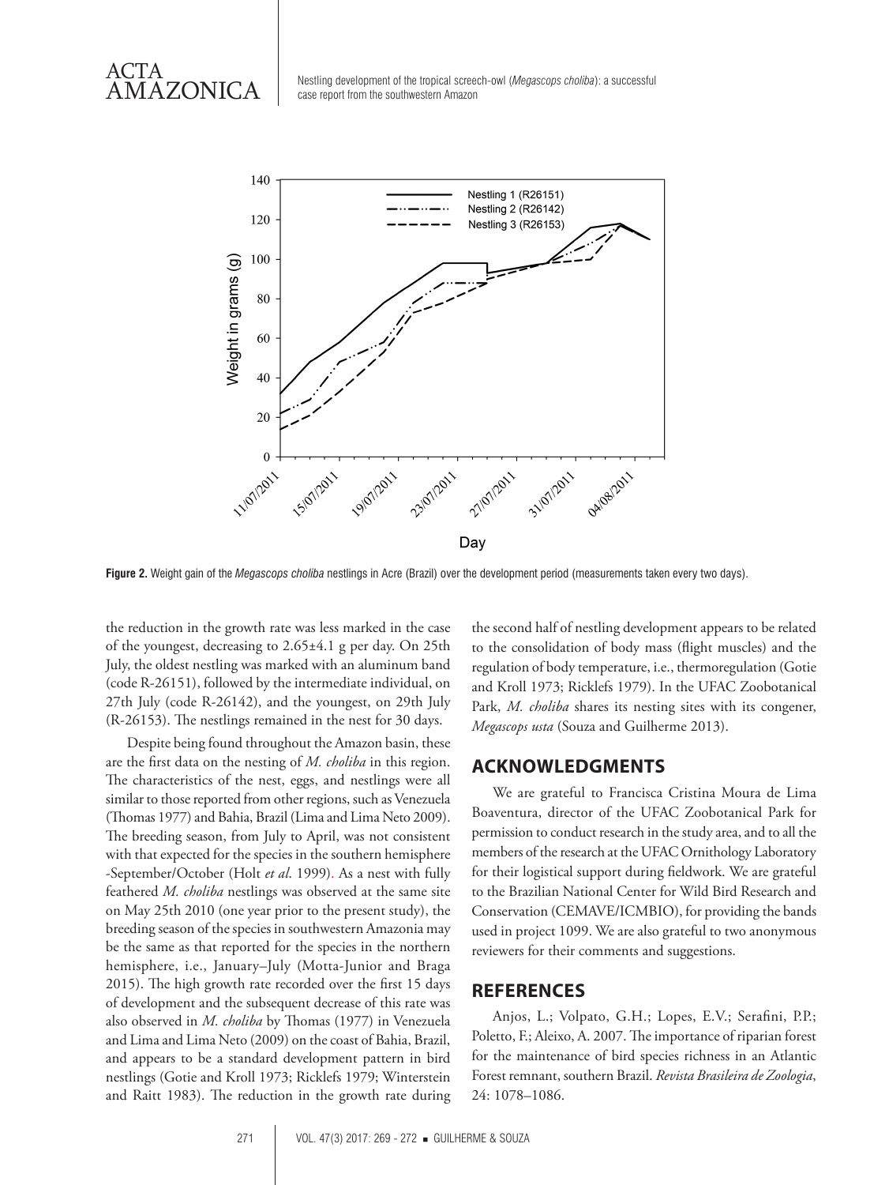Figure 2. Weight gain of the *Megascops choliba* nestlings in Acre (Brazil) over the development period (measurements taken every two days).

the reduction in the growth rate was less marked in the case of the youngest, decreasing to 2.65±4.1 g per day. On 25th July, the oldest nestling was marked with an aluminum band (code R-26151), followed by the intermediate individual, on 27th July (code R-26142), and the youngest, on 29th July (R-26153). The nestlings remained in the nest for 30 days.

Despite being found throughout the Amazon basin, these are the first data on the nesting of *M. choliba* in this region. The characteristics of the nest, eggs, and nestlings were all similar to those reported from other regions, such as Venezuela (Thomas 1977) and Bahia, Brazil (Lima and Lima Neto 2009). The breeding season, from July to April, was not consistent with that expected for the species in the southern hemisphere -September/October (Holt *et al*. 1999). As a nest with fully feathered *M. choliba* nestlings was observed at the same site on May 25th 2010 (one year prior to the present study), the breeding season of the species in southwestern Amazonia may be the same as that reported for the species in the northern hemisphere, i.e., January–July (Motta-Junior and Braga 2015). The high growth rate recorded over the first 15 days of development and the subsequent decrease of this rate was also observed in *M. choliba* by Thomas (1977) in Venezuela and Lima and Lima Neto (2009) on the coast of Bahia, Brazil, and appears to be a standard development pattern in bird nestlings (Gotie and Kroll 1973; Ricklefs 1979; Winterstein and Raitt 1983). The reduction in the growth rate during the second half of nestling development appears to be related to the consolidation of body mass (flight muscles) and the regulation of body temperature, i.e., thermoregulation (Gotie and Kroll 1973; Ricklefs 1979). In the UFAC Zoobotanical Park, *M. choliba* shares its nesting sites with its congener, *Megascops usta* (Souza and Guilherme 2013).

## ACKNOWLEDGMENTS

We are grateful to Francisca Cristina Moura de Lima Boaventura, director of the UFAC Zoobotanical Park for permission to conduct research in the study area, and to all the members of the research at the UFAC Ornithology Laboratory for their logistical support during fieldwork. We are grateful to the Brazilian National Center for Wild Bird Research and Conservation (CEMAVE/ICMBIO), for providing the bands used in project 1099. We are also grateful to two anonymous reviewers for their comments and suggestions.

## REFERENCES

Anjos, L.; Volpato, G.H.; Lopes, E.V.; Serafini, P.P.; Poletto, F.; Aleixo, A. 2007. The importance of riparian forest for the maintenance of bird species richness in an Atlantic Forest remnant, southern Brazil. *Revista Brasileira de Zoologia*, 24: 1078–1086.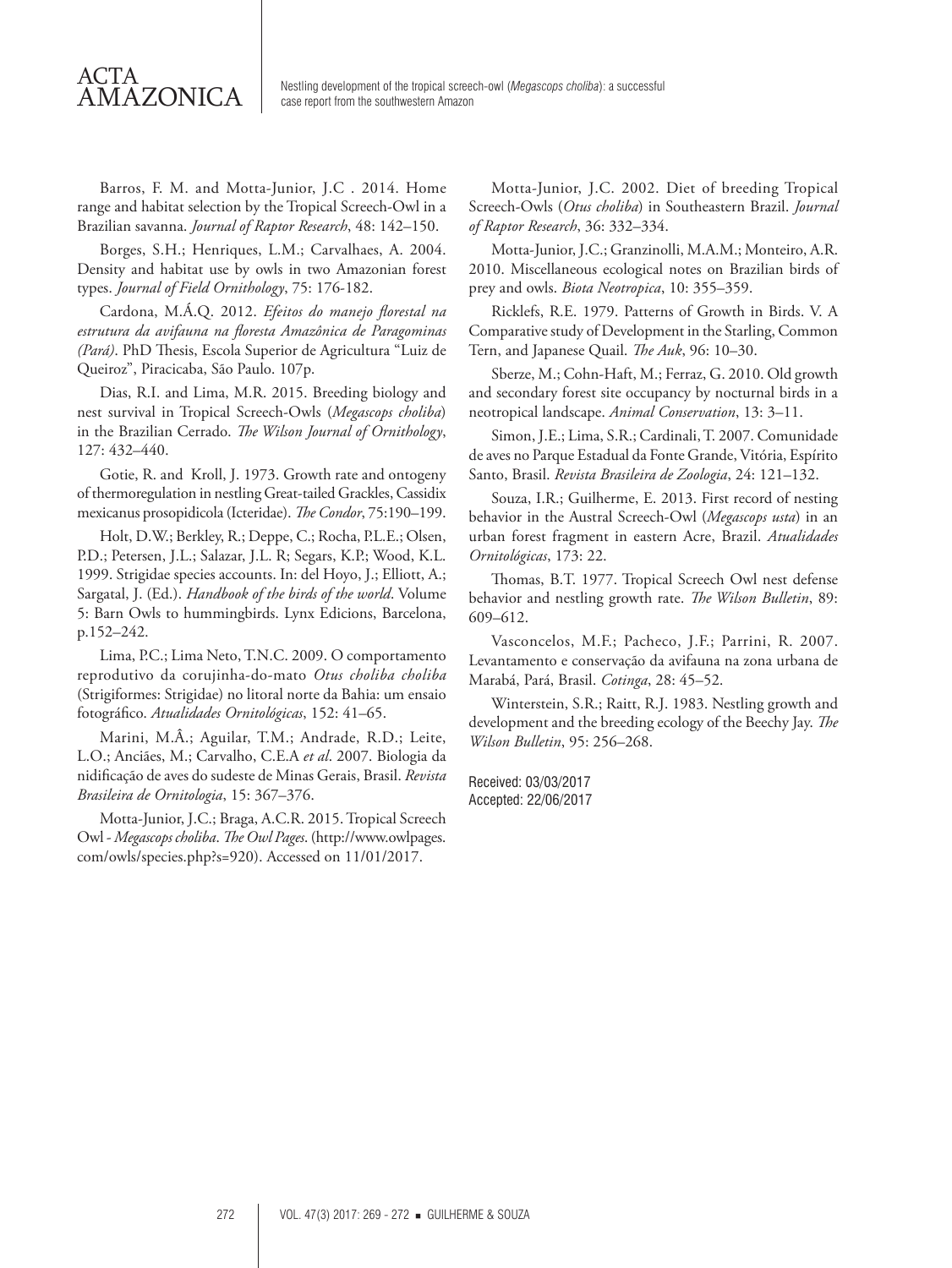Barros, F. M. and Motta-Junior, J.C . 2014. Home range and habitat selection by the Tropical Screech-Owl in a Brazilian savanna. *Journal of Raptor Research*, 48: 142–150.

Borges, S.H.; Henriques, L.M.; Carvalhaes, A. 2004. Density and habitat use by owls in two Amazonian forest types. *Journal of Field Ornithology*, 75: 176-182.

Cardona, M.Á.Q. 2012. *Efeitos do manejo florestal na estrutura da avifauna na floresta Amazônica de Paragominas (Pará)*. PhD Thesis, Escola Superior de Agricultura "Luiz de Queiroz", Piracicaba, São Paulo. 107p.

Dias, R.I. and Lima, M.R. 2015. Breeding biology and nest survival in Tropical Screech-Owls (*Megascops choliba*) in the Brazilian Cerrado. *The Wilson Journal of Ornithology*, 127: 432–440.

Gotie, R. and Kroll, J. 1973. Growth rate and ontogeny of thermoregulation in nestling Great-tailed Grackles, Cassidix mexicanus prosopidicola (Icteridae). *The Condor*, 75:190–199.

Holt, D.W.; Berkley, R.; Deppe, C.; Rocha, P.L.E.; Olsen, P.D.; Petersen, J.L.; Salazar, J.L. R; Segars, K.P.; Wood, K.L. 1999. Strigidae species accounts. In: del Hoyo, J.; Elliott, A.; Sargatal, J. (Ed.). *Handbook of the birds of the world*. Volume 5: Barn Owls to hummingbirds. Lynx Edicions, Barcelona, p.152–242.

Lima, P.C.; Lima Neto, T.N.C. 2009. O comportamento reprodutivo da corujinha-do-mato *Otus choliba choliba* (Strigiformes: Strigidae) no litoral norte da Bahia: um ensaio fotográfico. *Atualidades Ornitológicas*, 152: 41–65.

Marini, M.Â.; Aguilar, T.M.; Andrade, R.D.; Leite, L.O.; Anciães, M.; Carvalho, C.E.A *et al*. 2007. Biologia da nidificação de aves do sudeste de Minas Gerais, Brasil. *Revista Brasileira de Ornitologia*, 15: 367–376.

Motta-Junior, J.C.; Braga, A.C.R. 2015. Tropical Screech Owl - *Megascops choliba*. *The Owl Pages*. (http://www.owlpages.com/owls/species.php?s=920). Accessed on 11/01/2017.

Motta-Junior, J.C. 2002. Diet of breeding Tropical Screech-Owls (*Otus choliba*) in Southeastern Brazil. *Journal of Raptor Research*, 36: 332–334.

Motta-Junior, J.C.; Granzinolli, M.A.M.; Monteiro, A.R. 2010. Miscellaneous ecological notes on Brazilian birds of prey and owls. *Biota Neotropica*, 10: 355–359.

Ricklefs, R.E. 1979. Patterns of Growth in Birds. V. A Comparative study of Development in the Starling, Common Tern, and Japanese Quail. *The Auk*, 96: 10–30.

Sberze, M.; Cohn-Haft, M.; Ferraz, G. 2010. Old growth and secondary forest site occupancy by nocturnal birds in a neotropical landscape. *Animal Conservation*, 13: 3–11.

Simon, J.E.; Lima, S.R.; Cardinali, T. 2007. Comunidade de aves no Parque Estadual da Fonte Grande, Vitória, Espírito Santo, Brasil. *Revista Brasileira de Zoologia*, 24: 121–132.

Souza, I.R.; Guilherme, E. 2013. First record of nesting behavior in the Austral Screech-Owl (*Megascops usta*) in an urban forest fragment in eastern Acre, Brazil. *Atualidades Ornitológicas*, 173: 22.

Thomas, B.T. 1977. Tropical Screech Owl nest defense behavior and nestling growth rate. *The Wilson Bulletin*, 89: 609–612.

Vasconcelos, M.F.; Pacheco, J.F.; Parrini, R. 2007. Levantamento e conservação da avifauna na zona urbana de Marabá, Pará, Brasil. *Cotinga*, 28: 45–52.

Winterstein, S.R.; Raitt, R.J. 1983. Nestling growth and development and the breeding ecology of the Beechy Jay. *The Wilson Bulletin*, 95: 256–268.

Received: 03/03/2017
Accepted: 22/06/2017